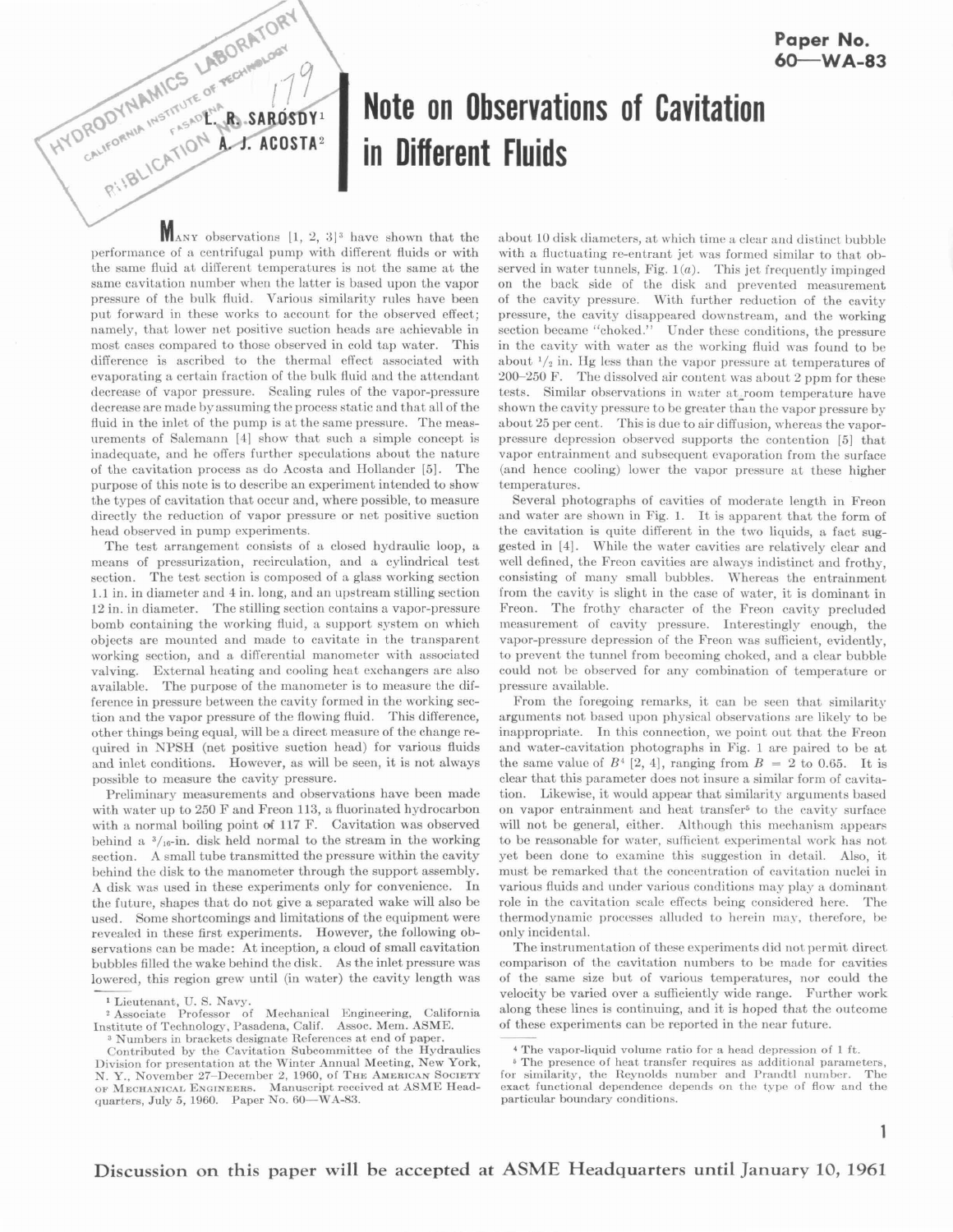Paper No. 60—WA-83

# Note on Observations of Cavitation in Different Fluids

L. R. SARÓSDY[1]
A. J. ACOSTA[2]

MANY observations [1, 2, 3][3] have shown that the performance of a centrifugal pump with different fluids or with the same fluid at different temperatures is not the same at the same cavitation number when the latter is based upon the vapor pressure of the bulk fluid. Various similarity rules have been put forward in these works to account for the observed effect; namely, that lower net positive suction heads are achievable in most cases compared to those observed in cold tap water. This difference is ascribed to the thermal effect associated with evaporating a certain fraction of the bulk fluid and the attendant decrease of vapor pressure. Scaling rules of the vapor-pressure decrease are made by assuming the process static and that all of the fluid in the inlet of the pump is at the same pressure. The measurements of Salemann [4] show that such a simple concept is inadequate, and he offers further speculations about the nature of the cavitation process as do Acosta and Hollander [5]. The purpose of this note is to describe an experiment intended to show the types of cavitation that occur and, where possible, to measure directly the reduction of vapor pressure or net positive suction head observed in pump experiments.

The test arrangement consists of a closed hydraulic loop, a means of pressurization, recirculation, and a cylindrical test section. The test section is composed of a glass working section 1.1 in. in diameter and 4 in. long, and an upstream stilling section 12 in. in diameter. The stilling section contains a vapor-pressure bomb containing the working fluid, a support system on which objects are mounted and made to cavitate in the transparent working section, and a differential manometer with associated valving. External heating and cooling heat exchangers are also available. The purpose of the manometer is to measure the difference in pressure between the cavity formed in the working section and the vapor pressure of the flowing fluid. This difference, other things being equal, will be a direct measure of the change required in NPSH (net positive suction head) for various fluids and inlet conditions. However, as will be seen, it is not always possible to measure the cavity pressure.

Preliminary measurements and observations have been made with water up to 250 F and Freon 113, a fluorinated hydrocarbon with a normal boiling point of 117 F. Cavitation was observed behind a $^3/_{16}$-in. disk held normal to the stream in the working section. A small tube transmitted the pressure within the cavity behind the disk to the manometer through the support assembly. A disk was used in these experiments only for convenience. In the future, shapes that do not give a separated wake will also be used. Some shortcomings and limitations of the equipment were revealed in these first experiments. However, the following observations can be made: At inception, a cloud of small cavitation bubbles filled the wake behind the disk. As the inlet pressure was lowered, this region grew until (in water) the cavity length was about 10 disk diameters, at which time a clear and distinct bubble with a fluctuating re-entrant jet was formed similar to that observed in water tunnels, Fig. 1(*a*). This jet frequently impinged on the back side of the disk and prevented measurement of the cavity pressure. With further reduction of the cavity pressure, the cavity disappeared downstream, and the working section became "choked." Under these conditions, the pressure in the cavity with water as the working fluid was found to be about $^1/_2$ in. Hg less than the vapor pressure at temperatures of 200–250 F. The dissolved air content was about 2 ppm for these tests. Similar observations in water at room temperature have shown the cavity pressure to be greater than the vapor pressure by about 25 per cent. This is due to air diffusion, whereas the vapor-pressure depression observed supports the contention [5] that vapor entrainment and subsequent evaporation from the surface (and hence cooling) lower the vapor pressure at these higher temperatures.

Several photographs of cavities of moderate length in Freon and water are shown in Fig. 1. It is apparent that the form of the cavitation is quite different in the two liquids, a fact suggested in [4]. While the water cavities are relatively clear and well defined, the Freon cavities are always indistinct and frothy, consisting of many small bubbles. Whereas the entrainment from the cavity is slight in the case of water, it is dominant in Freon. The frothy character of the Freon cavity precluded measurement of cavity pressure. Interestingly enough, the vapor-pressure depression of the Freon was sufficient, evidently, to prevent the tunnel from becoming choked, and a clear bubble could not be observed for any combination of temperature or pressure available.

From the foregoing remarks, it can be seen that similarity arguments not based upon physical observations are likely to be inappropriate. In this connection, we point out that the Freon and water-cavitation photographs in Fig. 1 are paired to be at the same value of $B$[4] [2, 4], ranging from $B = 2$ to 0.65. It is clear that this parameter does not insure a similar form of cavitation. Likewise, it would appear that similarity arguments based on vapor entrainment and heat transfer[5] to the cavity surface will not be general, either. Although this mechanism appears to be reasonable for water, sufficient experimental work has not yet been done to examine this suggestion in detail. Also, it must be remarked that the concentration of cavitation nuclei in various fluids and under various conditions may play a dominant role in the cavitation scale effects being considered here. The thermodynamic processes alluded to herein may, therefore, be only incidental.

The instrumentation of these experiments did not permit direct comparison of the cavitation numbers to be made for cavities of the same size but of various temperatures, nor could the velocity be varied over a sufficiently wide range. Further work along these lines is continuing, and it is hoped that the outcome of these experiments can be reported in the near future.

---

[1] Lieutenant, U. S. Navy.

[2] Associate Professor of Mechanical Engineering, California Institute of Technology, Pasadena, Calif. Assoc. Mem. ASME.

[3] Numbers in brackets designate References at end of paper.

Contributed by the Cavitation Subcommittee of the Hydraulics Division for presentation at the Winter Annual Meeting, New York, N. Y., November 27–December 2, 1960, of THE AMERICAN SOCIETY OF MECHANICAL ENGINEERS. Manuscript received at ASME Headquarters, July 5, 1960. Paper No. 60—WA-83.

[4] The vapor-liquid volume ratio for a head depression of 1 ft.

[5] The presence of heat transfer requires as additional parameters, for similarity, the Reynolds number and Prandtl number. The exact functional dependence depends on the type of flow and the particular boundary conditions.

**Discussion on this paper will be accepted at ASME Headquarters until January 10, 1961**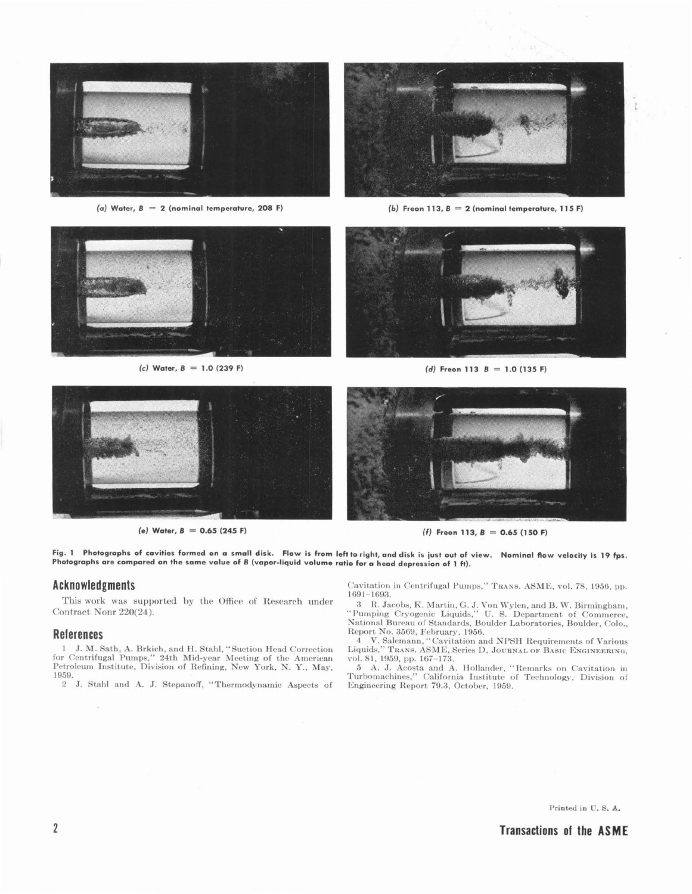(a) Water, $B = 2$ (nominal temperature, 208 F)

(b) Freon 113, $B = 2$ (nominal temperature, 115 F)

(c) Water, $B = 1.0$ (239 F)

(d) Freon 113 $B = 1.0$ (135 F)

(e) Water, $B = 0.65$ (245 F)

(f) Freon 113, $B = 0.65$ (150 F)

**Fig. 1 Photographs of cavities formed on a small disk. Flow is from left to right, and disk is just out of view. Nominal flow velocity is 19 fps. Photographs are compared on the same value of $B$ (vapor-liquid volume ratio for a head depression of 1 ft).**

## Acknowledgments

This work was supported by the Office of Research under Contract Nonr 220(24).

## References

1 J. M. Sath, A. Brkich, and H. Stahl, "Suction Head Correction for Centrifugal Pumps," 24th Mid-year Meeting of the American Petroleum Institute, Division of Refining, New York, N. Y., May, 1959.

2 J. Stahl and A. J. Stepanoff, "Thermodynamic Aspects of Cavitation in Centrifugal Pumps," Trans. ASME, vol. 78, 1956, pp. 1691–1693.

3 R. Jacobs, K. Martin, G. J. Von Wylen, and B. W. Birmingham, "Pumping Cryogenic Liquids," U. S. Department of Commerce, National Bureau of Standards, Boulder Laboratories, Boulder, Colo., Report No. 3569, February, 1956.

4 V. Salemann, "Cavitation and NPSH Requirements of Various Liquids," Trans. ASME, Series D, Journal of Basic Engineering, vol. 81, 1959, pp. 167–173.

5 A. J. Acosta and A. Hollander, "Remarks on Cavitation in Turbomachines," California Institute of Technology, Division of Engineering Report 79.3, October, 1959.

Printed in U. S. A.